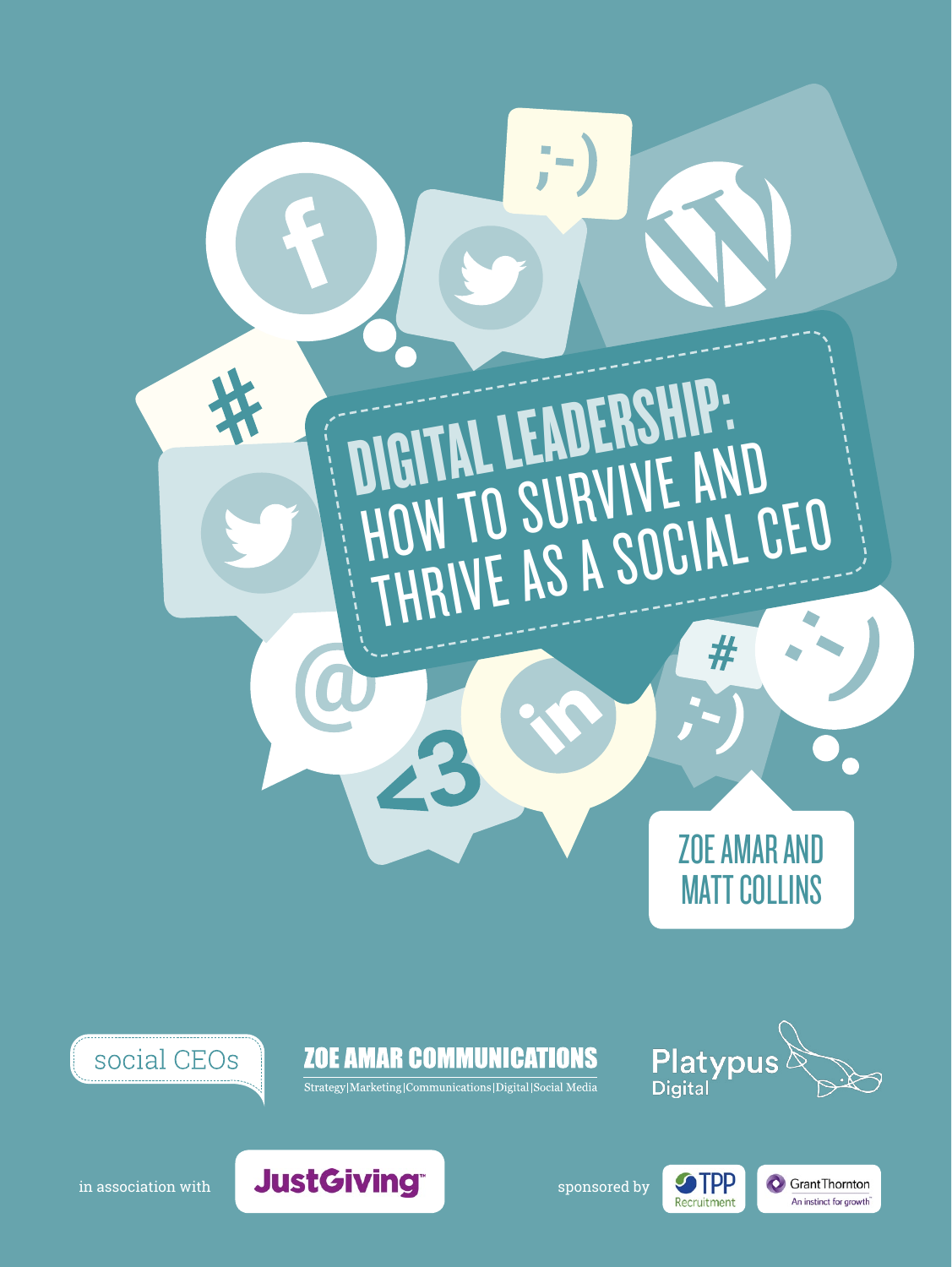# DIGITAL LEADERSHIP: HOW TO SURVIVE AND THRIVE AS A SOCIAL CEO

ZOE AMAR AND MATT COLLINS

social CEOs

ZOE AMAR COMMUNICATIONS

Strategy|Marketing|Communications|Digital|Social Media

Platypus Digital

in association with JustGiving

sponsored by TPP Recruitment, Grant Thornton – An instinct for growth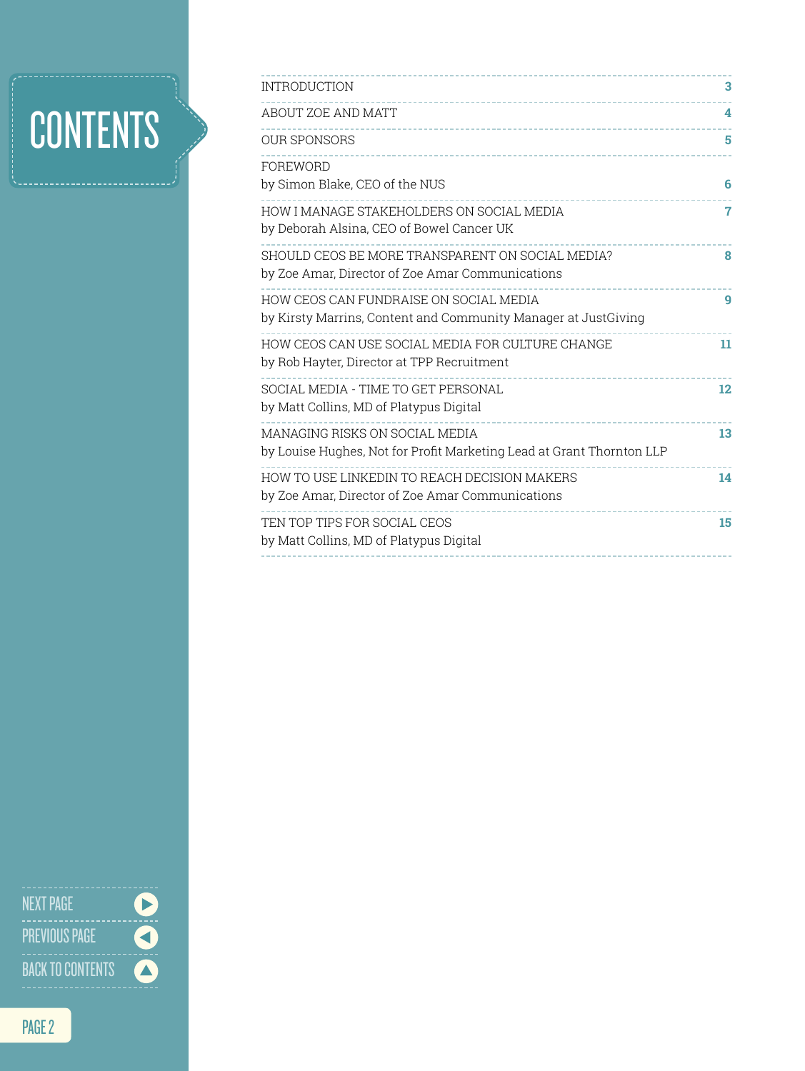# CONTENTS

| | |
|---|---|
| INTRODUCTION | 3 |
| ABOUT ZOE AND MATT | 4 |
| OUR SPONSORS | 5 |
| FOREWORD<br>by Simon Blake, CEO of the NUS | 6 |
| HOW I MANAGE STAKEHOLDERS ON SOCIAL MEDIA<br>by Deborah Alsina, CEO of Bowel Cancer UK | 7 |
| SHOULD CEOS BE MORE TRANSPARENT ON SOCIAL MEDIA?<br>by Zoe Amar, Director of Zoe Amar Communications | 8 |
| HOW CEOS CAN FUNDRAISE ON SOCIAL MEDIA<br>by Kirsty Marrins, Content and Community Manager at JustGiving | 9 |
| HOW CEOS CAN USE SOCIAL MEDIA FOR CULTURE CHANGE<br>by Rob Hayter, Director at TPP Recruitment | 11 |
| SOCIAL MEDIA - TIME TO GET PERSONAL<br>by Matt Collins, MD of Platypus Digital | 12 |
| MANAGING RISKS ON SOCIAL MEDIA<br>by Louise Hughes, Not for Profit Marketing Lead at Grant Thornton LLP | 13 |
| HOW TO USE LINKEDIN TO REACH DECISION MAKERS<br>by Zoe Amar, Director of Zoe Amar Communications | 14 |
| TEN TOP TIPS FOR SOCIAL CEOS<br>by Matt Collins, MD of Platypus Digital | 15 |

NEXT PAGE

PREVIOUS PAGE

BACK TO CONTENTS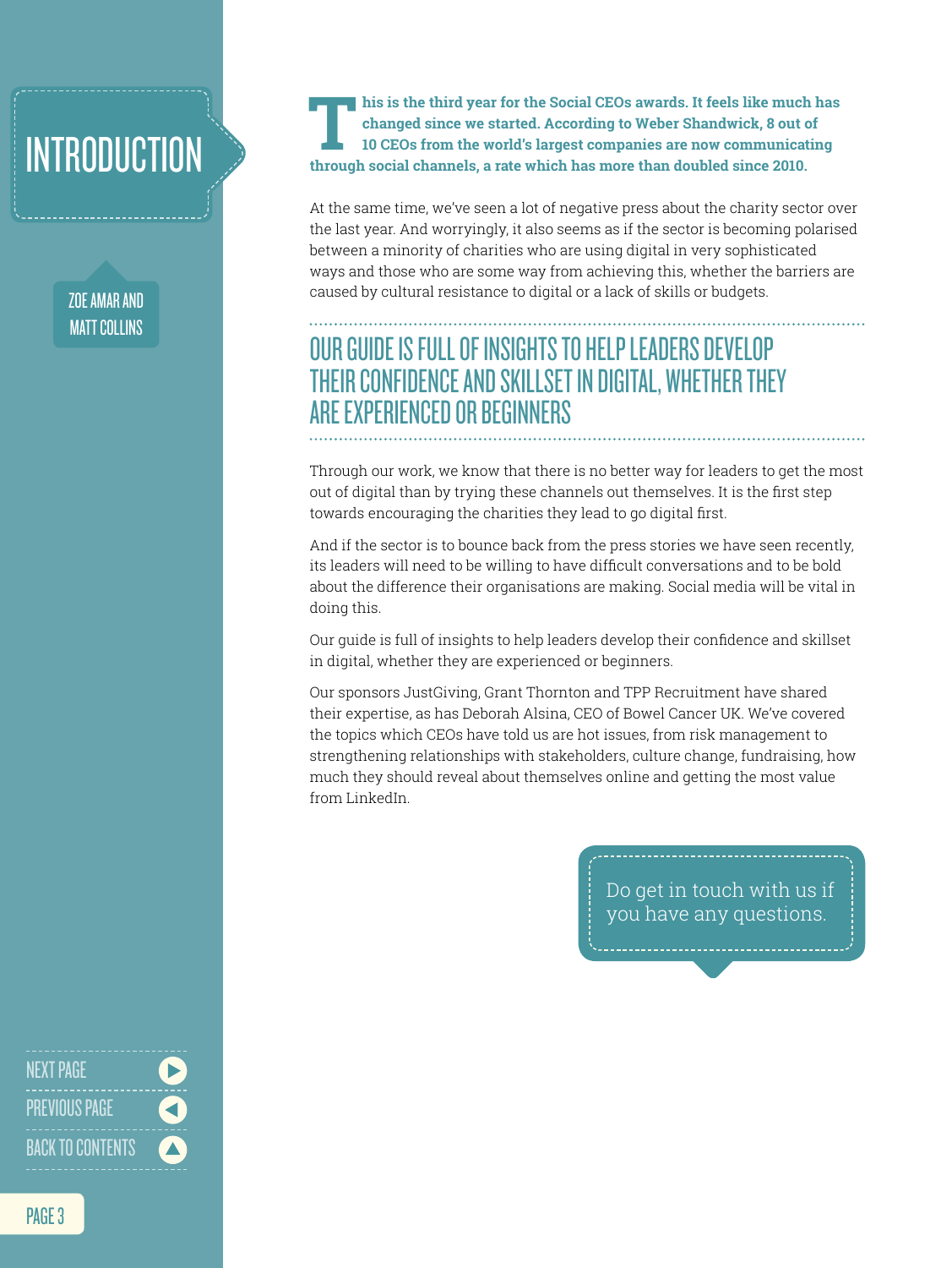# INTRODUCTION

ZOE AMAR AND MATT COLLINS

**This is the third year for the Social CEOs awards. It feels like much has changed since we started. According to Weber Shandwick, 8 out of 10 CEOs from the world's largest companies are now communicating through social channels, a rate which has more than doubled since 2010.**

At the same time, we've seen a lot of negative press about the charity sector over the last year. And worryingly, it also seems as if the sector is becoming polarised between a minority of charities who are using digital in very sophisticated ways and those who are some way from achieving this, whether the barriers are caused by cultural resistance to digital or a lack of skills or budgets.

## OUR GUIDE IS FULL OF INSIGHTS TO HELP LEADERS DEVELOP THEIR CONFIDENCE AND SKILLSET IN DIGITAL, WHETHER THEY ARE EXPERIENCED OR BEGINNERS

Through our work, we know that there is no better way for leaders to get the most out of digital than by trying these channels out themselves. It is the first step towards encouraging the charities they lead to go digital first.

And if the sector is to bounce back from the press stories we have seen recently, its leaders will need to be willing to have difficult conversations and to be bold about the difference their organisations are making. Social media will be vital in doing this.

Our guide is full of insights to help leaders develop their confidence and skillset in digital, whether they are experienced or beginners.

Our sponsors JustGiving, Grant Thornton and TPP Recruitment have shared their expertise, as has Deborah Alsina, CEO of Bowel Cancer UK. We've covered the topics which CEOs have told us are hot issues, from risk management to strengthening relationships with stakeholders, culture change, fundraising, how much they should reveal about themselves online and getting the most value from LinkedIn.

Do get in touch with us if you have any questions.

NEXT PAGE

PREVIOUS PAGE

BACK TO CONTENTS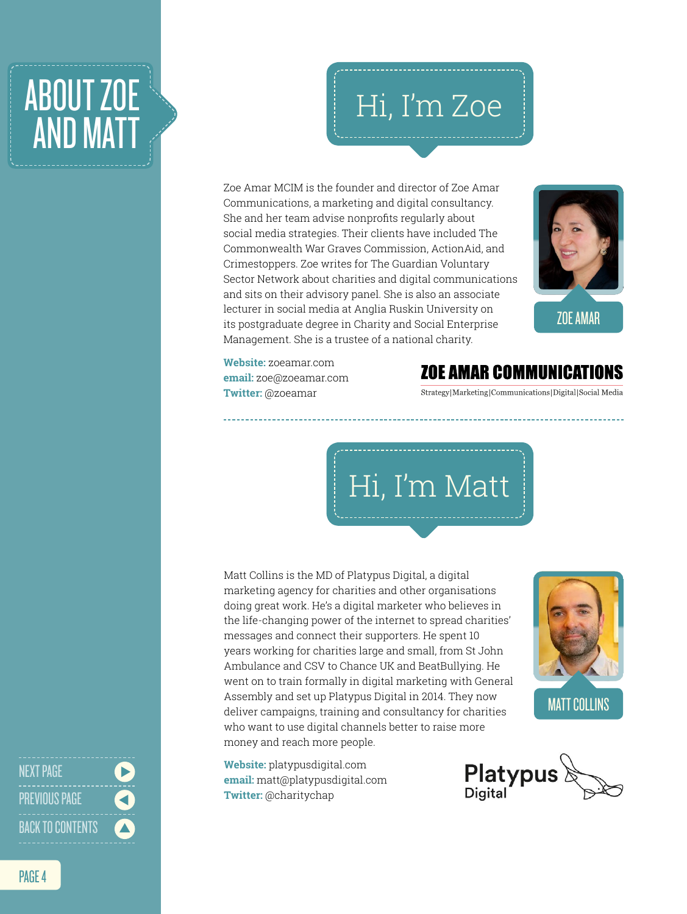# ABOUT ZOE AND MATT

## Hi, I'm Zoe

Zoe Amar MCIM is the founder and director of Zoe Amar Communications, a marketing and digital consultancy. She and her team advise nonprofits regularly about social media strategies. Their clients have included The Commonwealth War Graves Commission, ActionAid, and Crimestoppers. Zoe writes for The Guardian Voluntary Sector Network about charities and digital communications and sits on their advisory panel. She is also an associate lecturer in social media at Anglia Ruskin University on its postgraduate degree in Charity and Social Enterprise Management. She is a trustee of a national charity.

ZOE AMAR

**Website:** zoeamar.com
**email:** zoe@zoeamar.com
**Twitter:** @zoeamar

ZOE AMAR COMMUNICATIONS
Strategy|Marketing|Communications|Digital|Social Media

## Hi, I'm Matt

Matt Collins is the MD of Platypus Digital, a digital marketing agency for charities and other organisations doing great work. He's a digital marketer who believes in the life-changing power of the internet to spread charities' messages and connect their supporters. He spent 10 years working for charities large and small, from St John Ambulance and CSV to Chance UK and BeatBullying. He went on to train formally in digital marketing with General Assembly and set up Platypus Digital in 2014. They now deliver campaigns, training and consultancy for charities who want to use digital channels better to raise more money and reach more people.

MATT COLLINS

**Website:** platypusdigital.com
**email:** matt@platypusdigital.com
**Twitter:** @charitychap

Platypus Digital

NEXT PAGE
PREVIOUS PAGE
BACK TO CONTENTS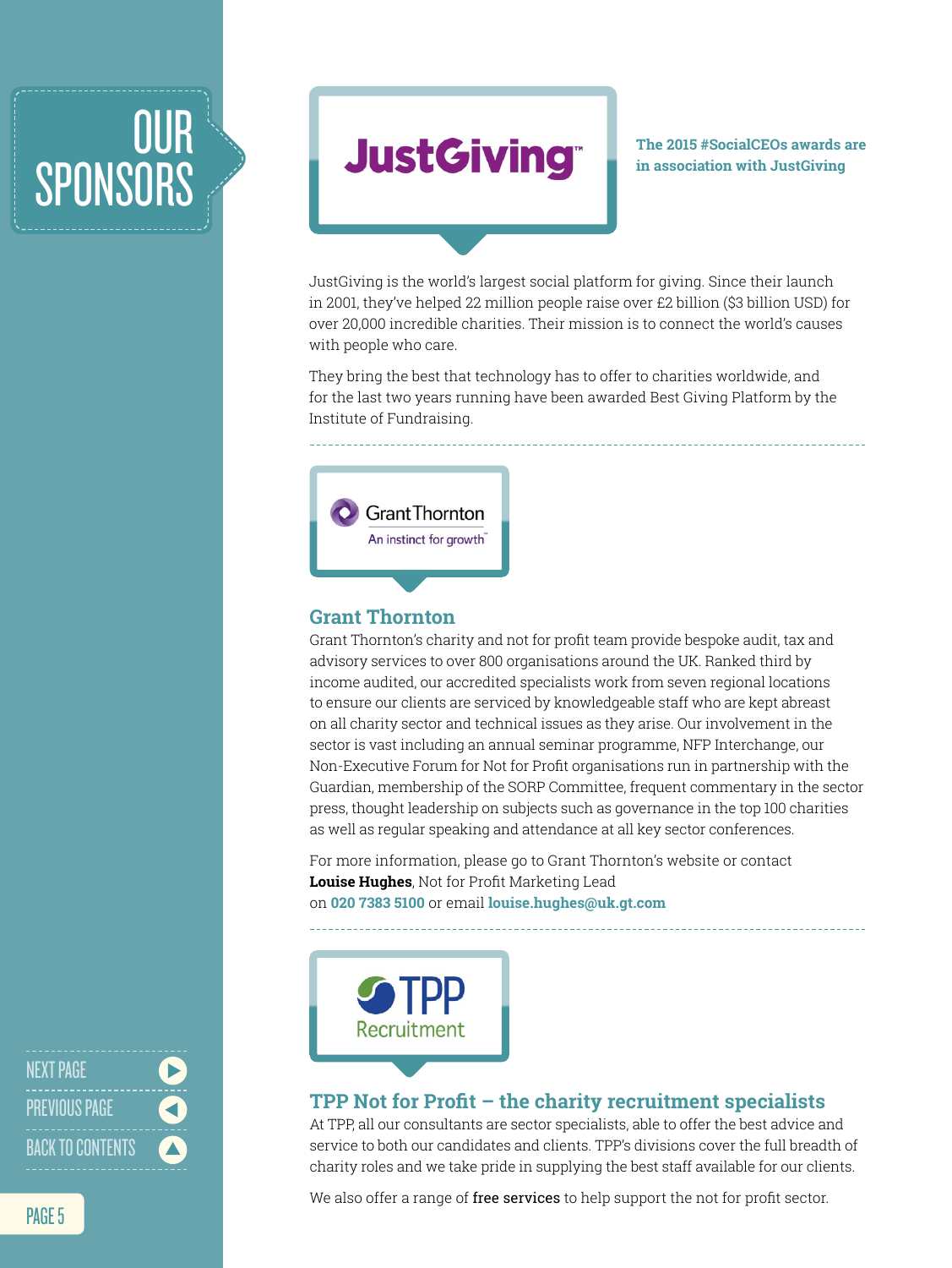# OUR SPONSORS

**JustGiving**

**The 2015 #SocialCEOs awards are in association with JustGiving**

JustGiving is the world's largest social platform for giving. Since their launch in 2001, they've helped 22 million people raise over £2 billion ($3 billion USD) for over 20,000 incredible charities. Their mission is to connect the world's causes with people who care.

They bring the best that technology has to offer to charities worldwide, and for the last two years running have been awarded Best Giving Platform by the Institute of Fundraising.

---

Grant Thornton
An instinct for growth

## Grant Thornton

Grant Thornton's charity and not for profit team provide bespoke audit, tax and advisory services to over 800 organisations around the UK. Ranked third by income audited, our accredited specialists work from seven regional locations to ensure our clients are serviced by knowledgeable staff who are kept abreast on all charity sector and technical issues as they arise. Our involvement in the sector is vast including an annual seminar programme, NFP Interchange, our Non-Executive Forum for Not for Profit organisations run in partnership with the Guardian, membership of the SORP Committee, frequent commentary in the sector press, thought leadership on subjects such as governance in the top 100 charities as well as regular speaking and attendance at all key sector conferences.

For more information, please go to Grant Thornton's website or contact **Louise Hughes**, Not for Profit Marketing Lead on **020 7383 5100** or email **louise.hughes@uk.gt.com**

---

TPP Recruitment

## TPP Not for Profit – the charity recruitment specialists

At TPP, all our consultants are sector specialists, able to offer the best advice and service to both our candidates and clients. TPP's divisions cover the full breadth of charity roles and we take pride in supplying the best staff available for our clients.

We also offer a range of free services to help support the not for profit sector.

NEXT PAGE
PREVIOUS PAGE
BACK TO CONTENTS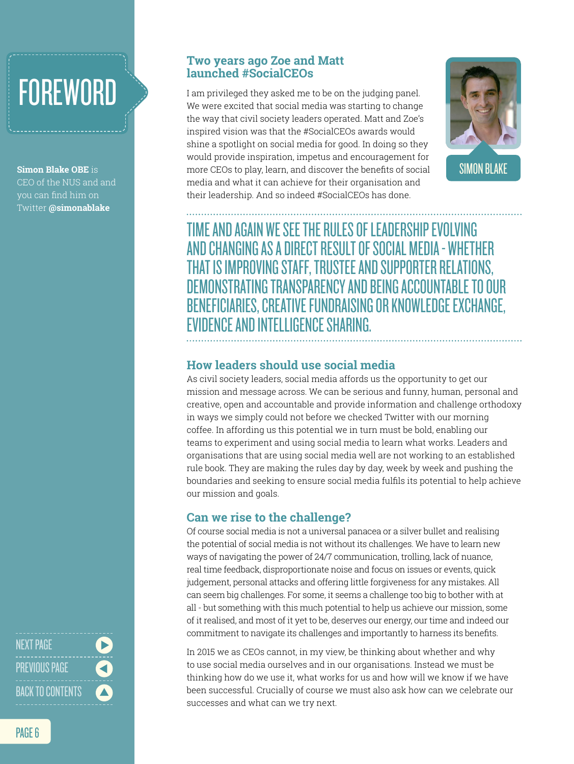# FOREWORD

**Simon Blake OBE** is CEO of the NUS and and you can find him on Twitter **@simonablake**

## Two years ago Zoe and Matt launched #SocialCEOs

SIMON BLAKE

I am privileged they asked me to be on the judging panel. We were excited that social media was starting to change the way that civil society leaders operated. Matt and Zoe's inspired vision was that the #SocialCEOs awards would shine a spotlight on social media for good. In doing so they would provide inspiration, impetus and encouragement for more CEOs to play, learn, and discover the benefits of social media and what it can achieve for their organisation and their leadership. And so indeed #SocialCEOs has done.

TIME AND AGAIN WE SEE THE RULES OF LEADERSHIP EVOLVING AND CHANGING AS A DIRECT RESULT OF SOCIAL MEDIA - WHETHER THAT IS IMPROVING STAFF, TRUSTEE AND SUPPORTER RELATIONS, DEMONSTRATING TRANSPARENCY AND BEING ACCOUNTABLE TO OUR BENEFICIARIES, CREATIVE FUNDRAISING OR KNOWLEDGE EXCHANGE, EVIDENCE AND INTELLIGENCE SHARING.

## How leaders should use social media

As civil society leaders, social media affords us the opportunity to get our mission and message across. We can be serious and funny, human, personal and creative, open and accountable and provide information and challenge orthodoxy in ways we simply could not before we checked Twitter with our morning coffee. In affording us this potential we in turn must be bold, enabling our teams to experiment and using social media to learn what works. Leaders and organisations that are using social media well are not working to an established rule book. They are making the rules day by day, week by week and pushing the boundaries and seeking to ensure social media fulfils its potential to help achieve our mission and goals.

## Can we rise to the challenge?

Of course social media is not a universal panacea or a silver bullet and realising the potential of social media is not without its challenges. We have to learn new ways of navigating the power of 24/7 communication, trolling, lack of nuance, real time feedback, disproportionate noise and focus on issues or events, quick judgement, personal attacks and offering little forgiveness for any mistakes. All can seem big challenges. For some, it seems a challenge too big to bother with at all - but something with this much potential to help us achieve our mission, some of it realised, and most of it yet to be, deserves our energy, our time and indeed our commitment to navigate its challenges and importantly to harness its benefits.

In 2015 we as CEOs cannot, in my view, be thinking about whether and why to use social media ourselves and in our organisations. Instead we must be thinking how do we use it, what works for us and how will we know if we have been successful. Crucially of course we must also ask how can we celebrate our successes and what can we try next.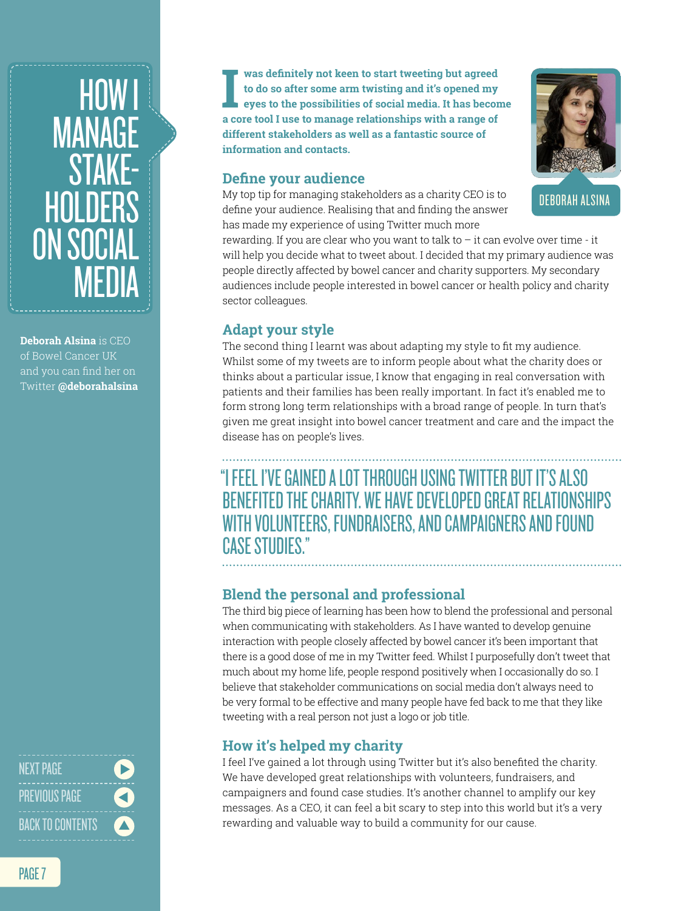# HOW I MANAGE STAKEHOLDERS ON SOCIAL MEDIA

**Deborah Alsina** is CEO of Bowel Cancer UK and you can find her on Twitter **@deborahalsina**

DEBORAH ALSINA

**I was definitely not keen to start tweeting but agreed to do so after some arm twisting and it's opened my eyes to the possibilities of social media. It has become a core tool I use to manage relationships with a range of different stakeholders as well as a fantastic source of information and contacts.**

## Define your audience

My top tip for managing stakeholders as a charity CEO is to define your audience. Realising that and finding the answer has made my experience of using Twitter much more rewarding. If you are clear who you want to talk to – it can evolve over time - it will help you decide what to tweet about. I decided that my primary audience was people directly affected by bowel cancer and charity supporters. My secondary audiences include people interested in bowel cancer or health policy and charity sector colleagues.

## Adapt your style

The second thing I learnt was about adapting my style to fit my audience. Whilst some of my tweets are to inform people about what the charity does or thinks about a particular issue, I know that engaging in real conversation with patients and their families has been really important. In fact it's enabled me to form strong long term relationships with a broad range of people. In turn that's given me great insight into bowel cancer treatment and care and the impact the disease has on people's lives.

> "I FEEL I'VE GAINED A LOT THROUGH USING TWITTER BUT IT'S ALSO BENEFITED THE CHARITY. WE HAVE DEVELOPED GREAT RELATIONSHIPS WITH VOLUNTEERS, FUNDRAISERS, AND CAMPAIGNERS AND FOUND CASE STUDIES."

## Blend the personal and professional

The third big piece of learning has been how to blend the professional and personal when communicating with stakeholders. As I have wanted to develop genuine interaction with people closely affected by bowel cancer it's been important that there is a good dose of me in my Twitter feed. Whilst I purposefully don't tweet that much about my home life, people respond positively when I occasionally do so. I believe that stakeholder communications on social media don't always need to be very formal to be effective and many people have fed back to me that they like tweeting with a real person not just a logo or job title.

## How it's helped my charity

I feel I've gained a lot through using Twitter but it's also benefited the charity. We have developed great relationships with volunteers, fundraisers, and campaigners and found case studies. It's another channel to amplify our key messages. As a CEO, it can feel a bit scary to step into this world but it's a very rewarding and valuable way to build a community for our cause.

NEXT PAGE
PREVIOUS PAGE
BACK TO CONTENTS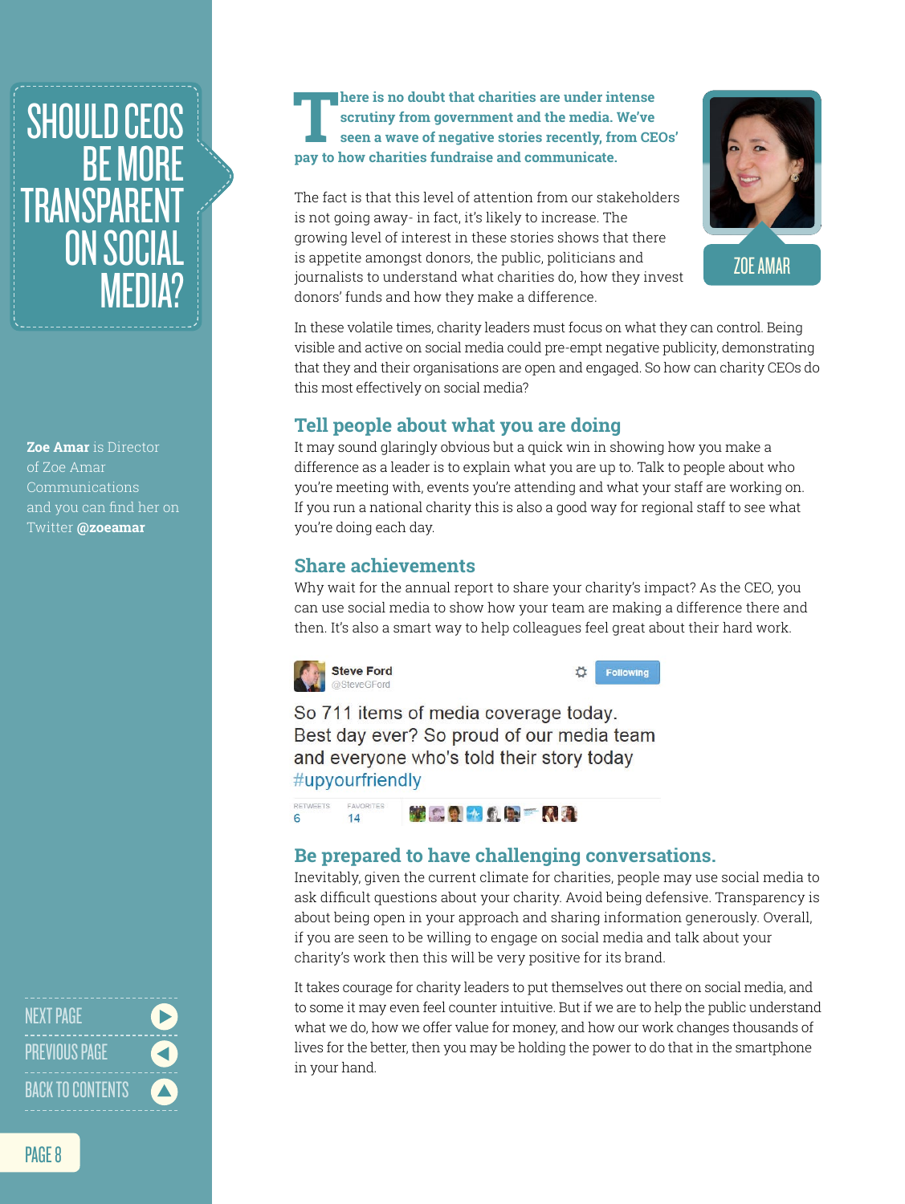# SHOULD CEOS BE MORE TRANSPARENT ON SOCIAL MEDIA?

**Zoe Amar** is Director of Zoe Amar Communications and you can find her on Twitter **@zoeamar**

ZOE AMAR

**There is no doubt that charities are under intense scrutiny from government and the media. We've seen a wave of negative stories recently, from CEOs' pay to how charities fundraise and communicate.**

The fact is that this level of attention from our stakeholders is not going away- in fact, it's likely to increase. The growing level of interest in these stories shows that there is appetite amongst donors, the public, politicians and journalists to understand what charities do, how they invest donors' funds and how they make a difference.

In these volatile times, charity leaders must focus on what they can control. Being visible and active on social media could pre-empt negative publicity, demonstrating that they and their organisations are open and engaged. So how can charity CEOs do this most effectively on social media?

## Tell people about what you are doing

It may sound glaringly obvious but a quick win in showing how you make a difference as a leader is to explain what you are up to. Talk to people about who you're meeting with, events you're attending and what your staff are working on. If you run a national charity this is also a good way for regional staff to see what you're doing each day.

## Share achievements

Why wait for the annual report to share your charity's impact? As the CEO, you can use social media to show how your team are making a difference there and then. It's also a smart way to help colleagues feel great about their hard work.

> **Steve Ford** @SteveGFord
>
> So 711 items of media coverage today. Best day ever? So proud of our media team and everyone who's told their story today #upyourfriendly
>
> RETWEETS 6 FAVORITES 14

## Be prepared to have challenging conversations.

Inevitably, given the current climate for charities, people may use social media to ask difficult questions about your charity. Avoid being defensive. Transparency is about being open in your approach and sharing information generously. Overall, if you are seen to be willing to engage on social media and talk about your charity's work then this will be very positive for its brand.

It takes courage for charity leaders to put themselves out there on social media, and to some it may even feel counter intuitive. But if we are to help the public understand what we do, how we offer value for money, and how our work changes thousands of lives for the better, then you may be holding the power to do that in the smartphone in your hand.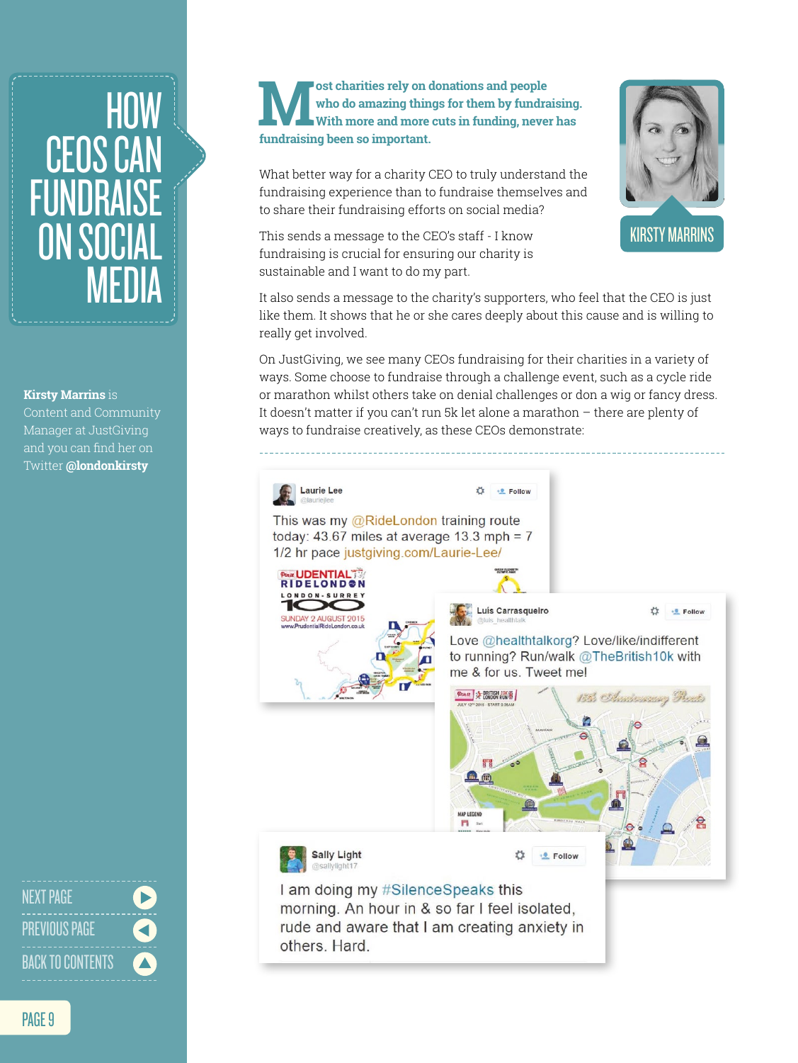# HOW CEOS CAN FUNDRAISE ON SOCIAL MEDIA

**Kirsty Marrins** is Content and Community Manager at JustGiving and you can find her on Twitter **@londonkirsty**

KIRSTY MARRINS

**Most charities rely on donations and people who do amazing things for them by fundraising. With more and more cuts in funding, never has fundraising been so important.**

What better way for a charity CEO to truly understand the fundraising experience than to fundraise themselves and to share their fundraising efforts on social media?

This sends a message to the CEO's staff - I know fundraising is crucial for ensuring our charity is sustainable and I want to do my part.

It also sends a message to the charity's supporters, who feel that the CEO is just like them. It shows that he or she cares deeply about this cause and is willing to really get involved.

On JustGiving, we see many CEOs fundraising for their charities in a variety of ways. Some choose to fundraise through a challenge event, such as a cycle ride or marathon whilst others take on denial challenges or don a wig or fancy dress. It doesn't matter if you can't run 5k let alone a marathon – there are plenty of ways to fundraise creatively, as these CEOs demonstrate:

---

**Laurie Lee** @laurieljee

This was my @RideLondon training route today: 43.67 miles at average 13.3 mph = 7 1/2 hr pace justgiving.com/Laurie-Lee/

**Luis Carrasqueiro** @luis_healthtalk

Love @healthtalkorg? Love/like/indifferent to running? Run/walk @TheBritish10k with me & for us. Tweet me!

**Sally Light** @sallylight17

I am doing my #SilenceSpeaks this morning. An hour in & so far I feel isolated, rude and aware that I am creating anxiety in others. Hard.

NEXT PAGE
PREVIOUS PAGE
BACK TO CONTENTS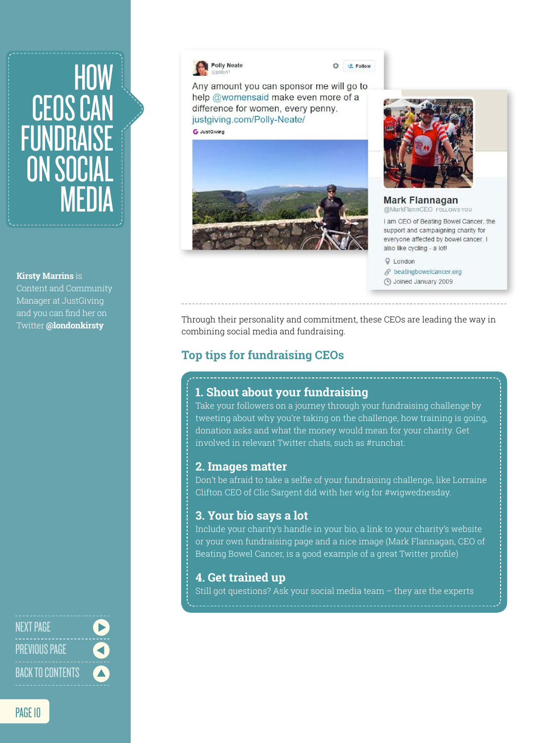# HOW CEOS CAN FUNDRAISE ON SOCIAL MEDIA

**Kirsty Marrins** is Content and Community Manager at JustGiving and you can find her on Twitter **@londonkirsty**

Polly Neate
@pollyn1

Any amount you can sponsor me will go to help @womensaid make even more of a difference for women, every penny. justgiving.com/Polly-Neate/

Mark Flannagan
@MarkFlannCEO FOLLOWS YOU

I am CEO of Beating Bowel Cancer, the support and campaigning charity for everyone affected by bowel cancer. I also like cycling - a lot!

London
beatingbowelcancer.org
Joined January 2009

Through their personality and commitment, these CEOs are leading the way in combining social media and fundraising.

## Top tips for fundraising CEOs

### 1. Shout about your fundraising

Take your followers on a journey through your fundraising challenge by tweeting about why you're taking on the challenge, how training is going, donation asks and what the money would mean for your charity. Get involved in relevant Twitter chats, such as #runchat.

### 2. Images matter

Don't be afraid to take a selfie of your fundraising challenge, like Lorraine Clifton CEO of Clic Sargent did with her wig for #wigwednesday.

### 3. Your bio says a lot

Include your charity's handle in your bio, a link to your charity's website or your own fundraising page and a nice image (Mark Flannagan, CEO of Beating Bowel Cancer, is a good example of a great Twitter profile)

### 4. Get trained up

Still got questions? Ask your social media team – they are the experts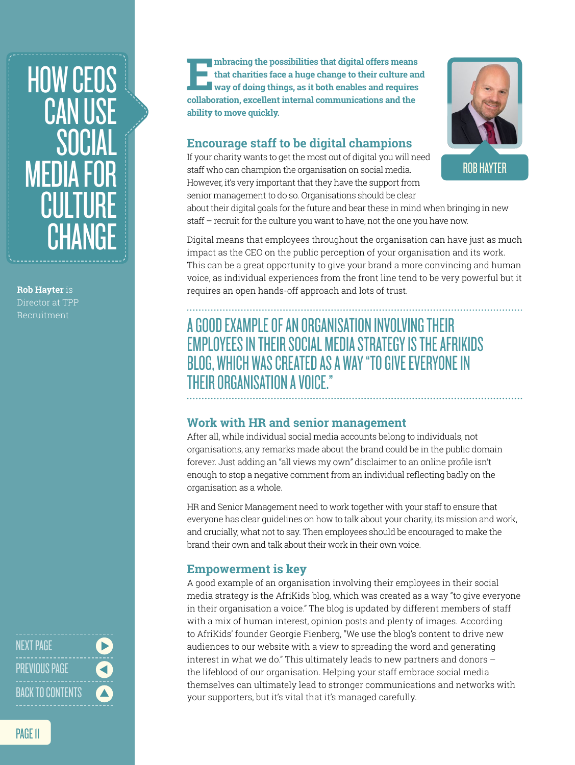# HOW CEOS CAN USE SOCIAL MEDIA FOR CULTURE CHANGE

**Rob Hayter** is Director at TPP Recruitment

**Embracing the possibilities that digital offers means that charities face a huge change to their culture and way of doing things, as it both enables and requires collaboration, excellent internal communications and the ability to move quickly.**

ROB HAYTER

## Encourage staff to be digital champions

If your charity wants to get the most out of digital you will need staff who can champion the organisation on social media. However, it's very important that they have the support from senior management to do so. Organisations should be clear about their digital goals for the future and bear these in mind when bringing in new staff – recruit for the culture you want to have, not the one you have now.

Digital means that employees throughout the organisation can have just as much impact as the CEO on the public perception of your organisation and its work. This can be a great opportunity to give your brand a more convincing and human voice, as individual experiences from the front line tend to be very powerful but it requires an open hands-off approach and lots of trust.

> A GOOD EXAMPLE OF AN ORGANISATION INVOLVING THEIR EMPLOYEES IN THEIR SOCIAL MEDIA STRATEGY IS THE AFRIKIDS BLOG, WHICH WAS CREATED AS A WAY "TO GIVE EVERYONE IN THEIR ORGANISATION A VOICE."

## Work with HR and senior management

After all, while individual social media accounts belong to individuals, not organisations, any remarks made about the brand could be in the public domain forever. Just adding an "all views my own" disclaimer to an online profile isn't enough to stop a negative comment from an individual reflecting badly on the organisation as a whole.

HR and Senior Management need to work together with your staff to ensure that everyone has clear guidelines on how to talk about your charity, its mission and work, and crucially, what not to say. Then employees should be encouraged to make the brand their own and talk about their work in their own voice.

## Empowerment is key

A good example of an organisation involving their employees in their social media strategy is the AfriKids blog, which was created as a way "to give everyone in their organisation a voice." The blog is updated by different members of staff with a mix of human interest, opinion posts and plenty of images. According to AfriKids' founder Georgie Fienberg, "We use the blog's content to drive new audiences to our website with a view to spreading the word and generating interest in what we do." This ultimately leads to new partners and donors – the lifeblood of our organisation. Helping your staff embrace social media themselves can ultimately lead to stronger communications and networks with your supporters, but it's vital that it's managed carefully.

NEXT PAGE
PREVIOUS PAGE
BACK TO CONTENTS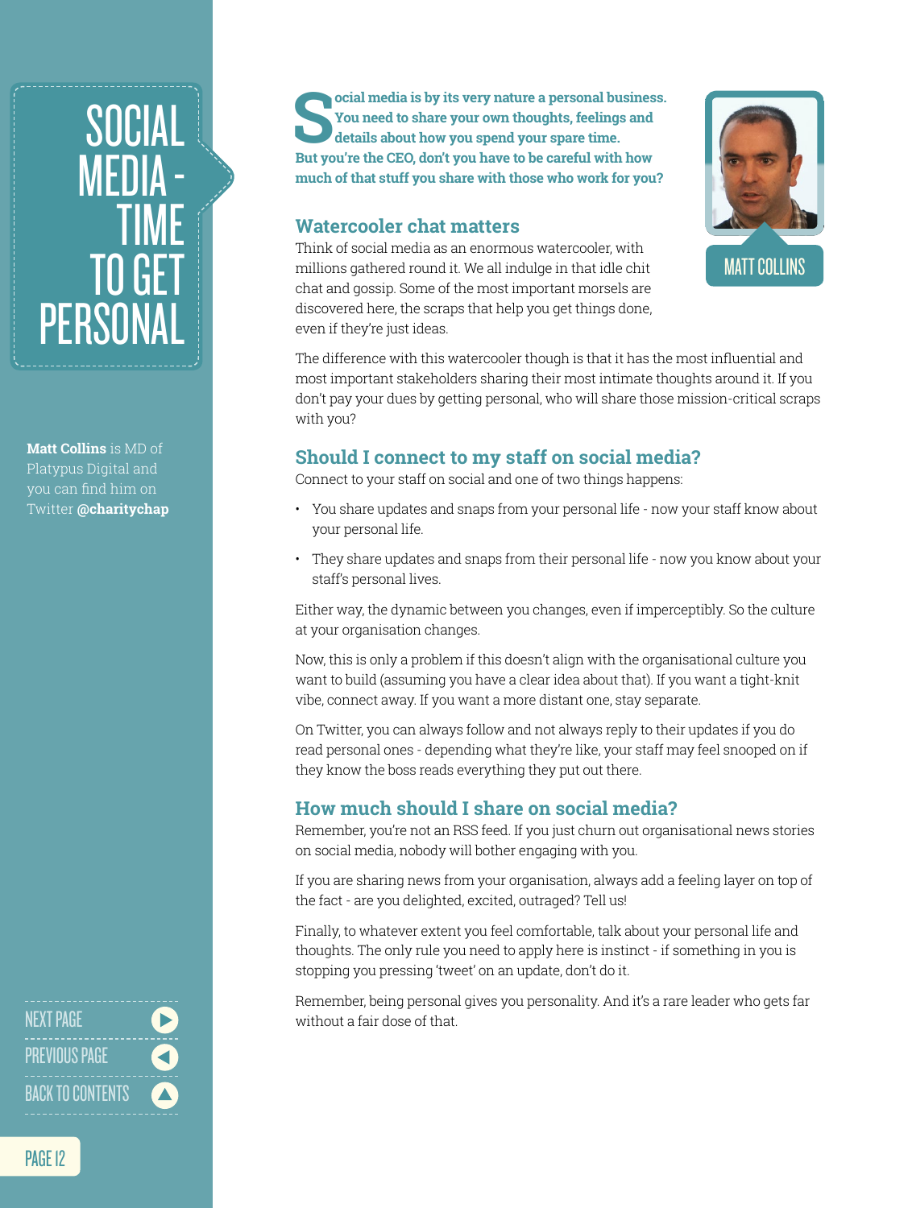# SOCIAL MEDIA - TIME TO GET PERSONAL

**Matt Collins** is MD of Platypus Digital and you can find him on Twitter **@charitychap**

**Social media is by its very nature a personal business. You need to share your own thoughts, feelings and details about how you spend your spare time. But you're the CEO, don't you have to be careful with how much of that stuff you share with those who work for you?**

MATT COLLINS

## Watercooler chat matters

Think of social media as an enormous watercooler, with millions gathered round it. We all indulge in that idle chit chat and gossip. Some of the most important morsels are discovered here, the scraps that help you get things done, even if they're just ideas.

The difference with this watercooler though is that it has the most influential and most important stakeholders sharing their most intimate thoughts around it. If you don't pay your dues by getting personal, who will share those mission-critical scraps with you?

## Should I connect to my staff on social media?

Connect to your staff on social and one of two things happens:

- You share updates and snaps from your personal life - now your staff know about your personal life.
- They share updates and snaps from their personal life - now you know about your staff's personal lives.

Either way, the dynamic between you changes, even if imperceptibly. So the culture at your organisation changes.

Now, this is only a problem if this doesn't align with the organisational culture you want to build (assuming you have a clear idea about that). If you want a tight-knit vibe, connect away. If you want a more distant one, stay separate.

On Twitter, you can always follow and not always reply to their updates if you do read personal ones - depending what they're like, your staff may feel snooped on if they know the boss reads everything they put out there.

## How much should I share on social media?

Remember, you're not an RSS feed. If you just churn out organisational news stories on social media, nobody will bother engaging with you.

If you are sharing news from your organisation, always add a feeling layer on top of the fact - are you delighted, excited, outraged? Tell us!

Finally, to whatever extent you feel comfortable, talk about your personal life and thoughts. The only rule you need to apply here is instinct - if something in you is stopping you pressing 'tweet' on an update, don't do it.

Remember, being personal gives you personality. And it's a rare leader who gets far without a fair dose of that.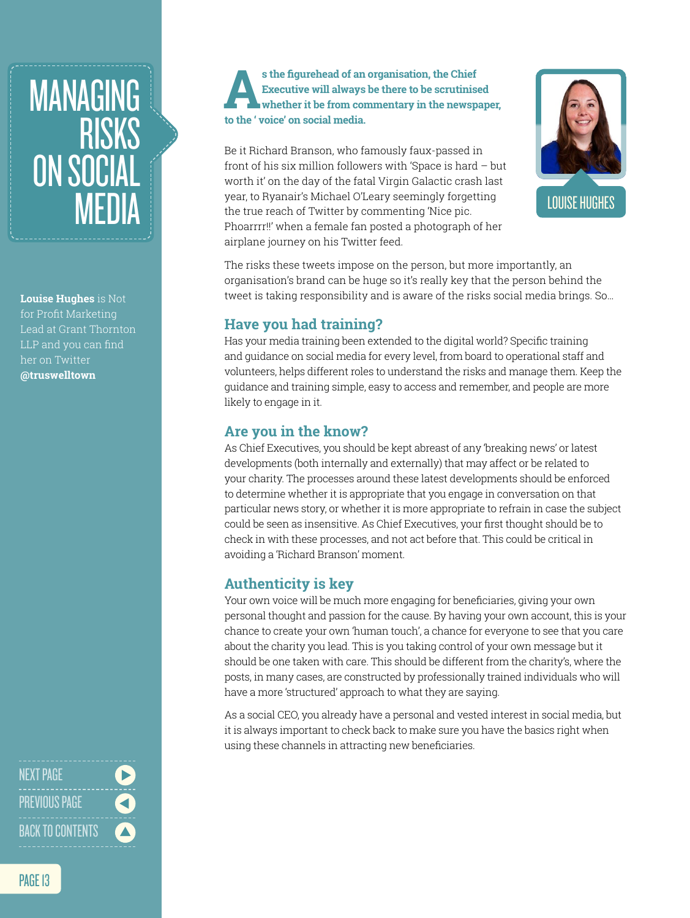# MANAGING RISKS ON SOCIAL MEDIA

**Louise Hughes** is Not for Profit Marketing Lead at Grant Thornton LLP and you can find her on Twitter **@truswelltown**

**As the figurehead of an organisation, the Chief Executive will always be there to be scrutinised whether it be from commentary in the newspaper, to the ' voice' on social media.**

LOUISE HUGHES

Be it Richard Branson, who famously faux-passed in front of his six million followers with 'Space is hard – but worth it' on the day of the fatal Virgin Galactic crash last year, to Ryanair's Michael O'Leary seemingly forgetting the true reach of Twitter by commenting 'Nice pic. Phoarrrr!!' when a female fan posted a photograph of her airplane journey on his Twitter feed.

The risks these tweets impose on the person, but more importantly, an organisation's brand can be huge so it's really key that the person behind the tweet is taking responsibility and is aware of the risks social media brings. So…

## Have you had training?

Has your media training been extended to the digital world? Specific training and guidance on social media for every level, from board to operational staff and volunteers, helps different roles to understand the risks and manage them. Keep the guidance and training simple, easy to access and remember, and people are more likely to engage in it.

## Are you in the know?

As Chief Executives, you should be kept abreast of any 'breaking news' or latest developments (both internally and externally) that may affect or be related to your charity. The processes around these latest developments should be enforced to determine whether it is appropriate that you engage in conversation on that particular news story, or whether it is more appropriate to refrain in case the subject could be seen as insensitive. As Chief Executives, your first thought should be to check in with these processes, and not act before that. This could be critical in avoiding a 'Richard Branson' moment.

## Authenticity is key

Your own voice will be much more engaging for beneficiaries, giving your own personal thought and passion for the cause. By having your own account, this is your chance to create your own 'human touch', a chance for everyone to see that you care about the charity you lead. This is you taking control of your own message but it should be one taken with care. This should be different from the charity's, where the posts, in many cases, are constructed by professionally trained individuals who will have a more 'structured' approach to what they are saying.

As a social CEO, you already have a personal and vested interest in social media, but it is always important to check back to make sure you have the basics right when using these channels in attracting new beneficiaries.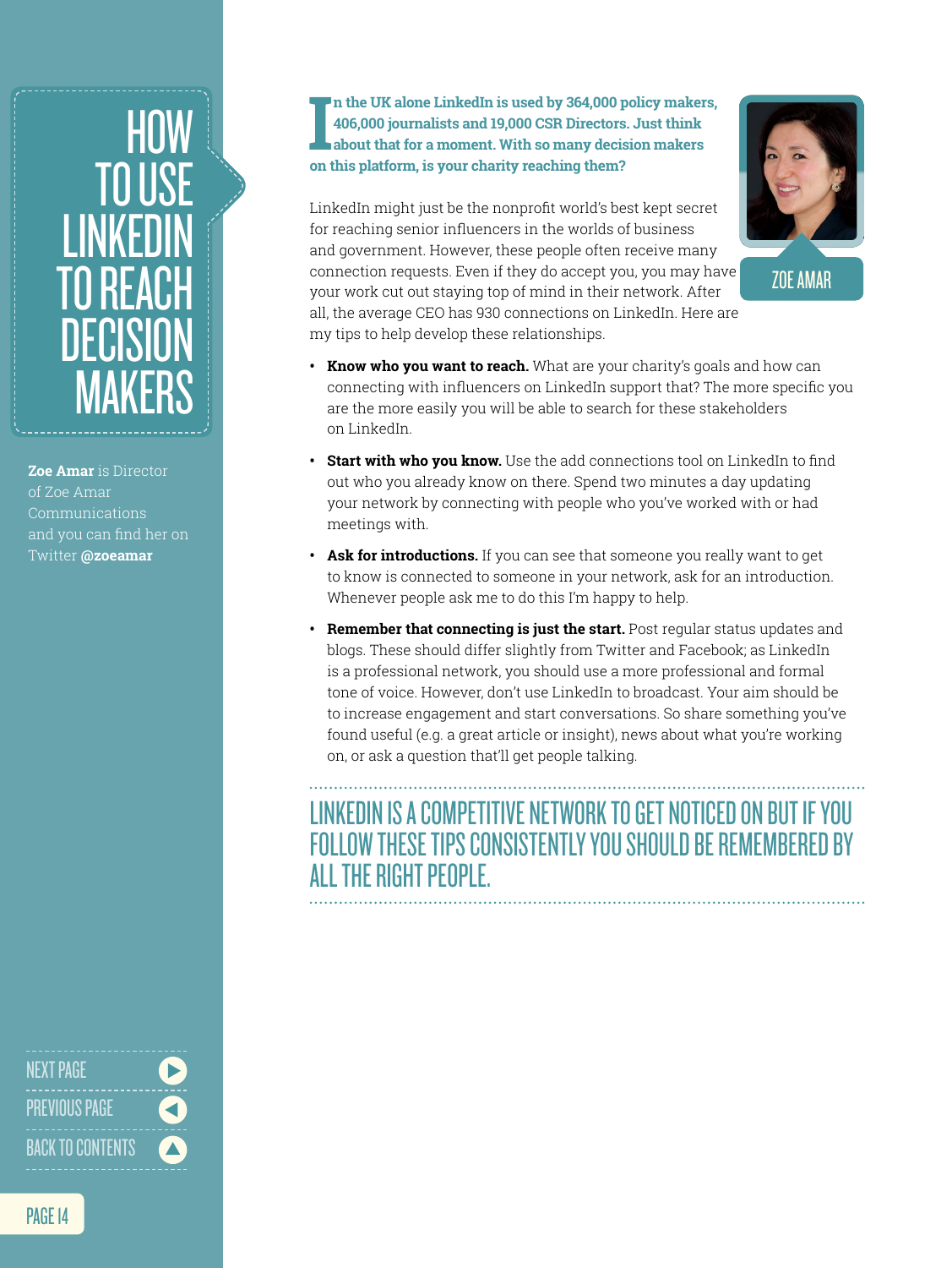# HOW TO USE LINKEDIN TO REACH DECISION MAKERS

**Zoe Amar** is Director of Zoe Amar Communications and you can find her on Twitter **@zoeamar**

**In the UK alone LinkedIn is used by 364,000 policy makers, 406,000 journalists and 19,000 CSR Directors. Just think about that for a moment. With so many decision makers on this platform, is your charity reaching them?**

ZOE AMAR

LinkedIn might just be the nonprofit world's best kept secret for reaching senior influencers in the worlds of business and government. However, these people often receive many connection requests. Even if they do accept you, you may have your work cut out staying top of mind in their network. After all, the average CEO has 930 connections on LinkedIn. Here are my tips to help develop these relationships.

- **Know who you want to reach.** What are your charity's goals and how can connecting with influencers on LinkedIn support that? The more specific you are the more easily you will be able to search for these stakeholders on LinkedIn.
- **Start with who you know.** Use the add connections tool on LinkedIn to find out who you already know on there. Spend two minutes a day updating your network by connecting with people who you've worked with or had meetings with.
- **Ask for introductions.** If you can see that someone you really want to get to know is connected to someone in your network, ask for an introduction. Whenever people ask me to do this I'm happy to help.
- **Remember that connecting is just the start.** Post regular status updates and blogs. These should differ slightly from Twitter and Facebook; as LinkedIn is a professional network, you should use a more professional and formal tone of voice. However, don't use LinkedIn to broadcast. Your aim should be to increase engagement and start conversations. So share something you've found useful (e.g. a great article or insight), news about what you're working on, or ask a question that'll get people talking.

LINKEDIN IS A COMPETITIVE NETWORK TO GET NOTICED ON BUT IF YOU FOLLOW THESE TIPS CONSISTENTLY YOU SHOULD BE REMEMBERED BY ALL THE RIGHT PEOPLE.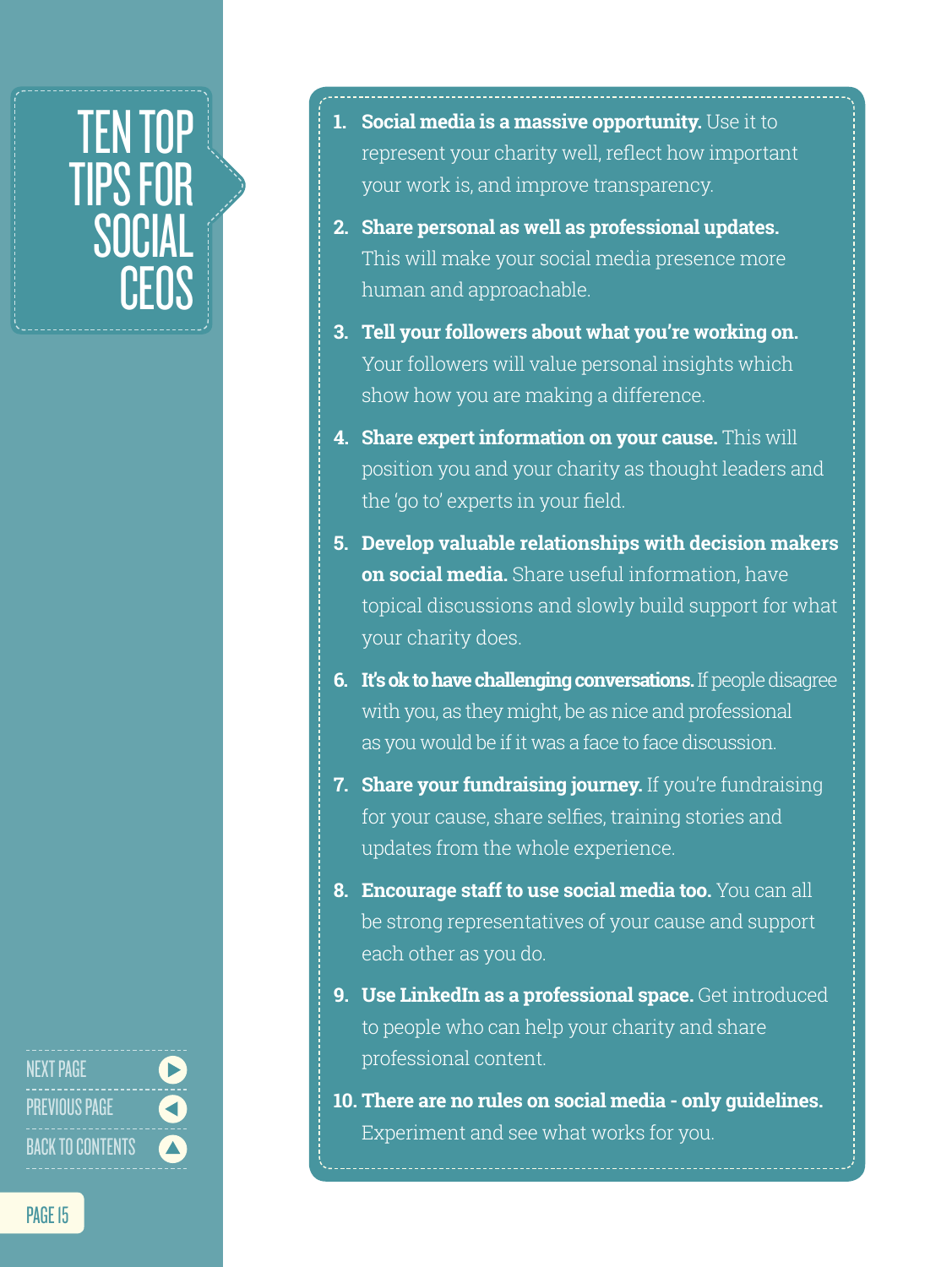# TEN TOP TIPS FOR SOCIAL CEOS

1. **Social media is a massive opportunity.** Use it to represent your charity well, reflect how important your work is, and improve transparency.
2. **Share personal as well as professional updates.** This will make your social media presence more human and approachable.
3. **Tell your followers about what you're working on.** Your followers will value personal insights which show how you are making a difference.
4. **Share expert information on your cause.** This will position you and your charity as thought leaders and the 'go to' experts in your field.
5. **Develop valuable relationships with decision makers on social media.** Share useful information, have topical discussions and slowly build support for what your charity does.
6. **It's ok to have challenging conversations.** If people disagree with you, as they might, be as nice and professional as you would be if it was a face to face discussion.
7. **Share your fundraising journey.** If you're fundraising for your cause, share selfies, training stories and updates from the whole experience.
8. **Encourage staff to use social media too.** You can all be strong representatives of your cause and support each other as you do.
9. **Use LinkedIn as a professional space.** Get introduced to people who can help your charity and share professional content.
10. **There are no rules on social media - only guidelines.** Experiment and see what works for you.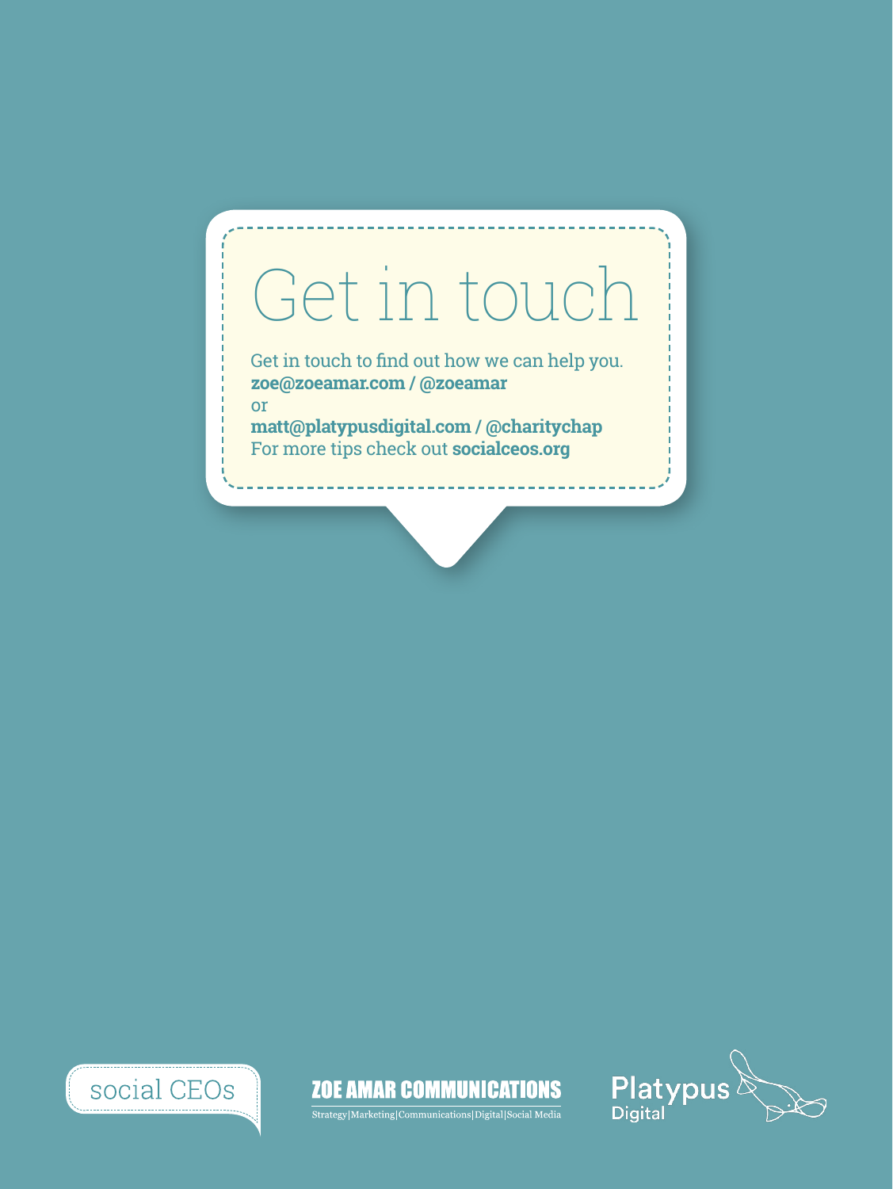# Get in touch

Get in touch to find out how we can help you.
**zoe@zoeamar.com / @zoeamar**
or
**matt@platypusdigital.com / @charitychap**
For more tips check out **socialceos.org**

social CEOs

ZOE AMAR COMMUNICATIONS
Strategy|Marketing|Communications|Digital|Social Media

Platypus Digital